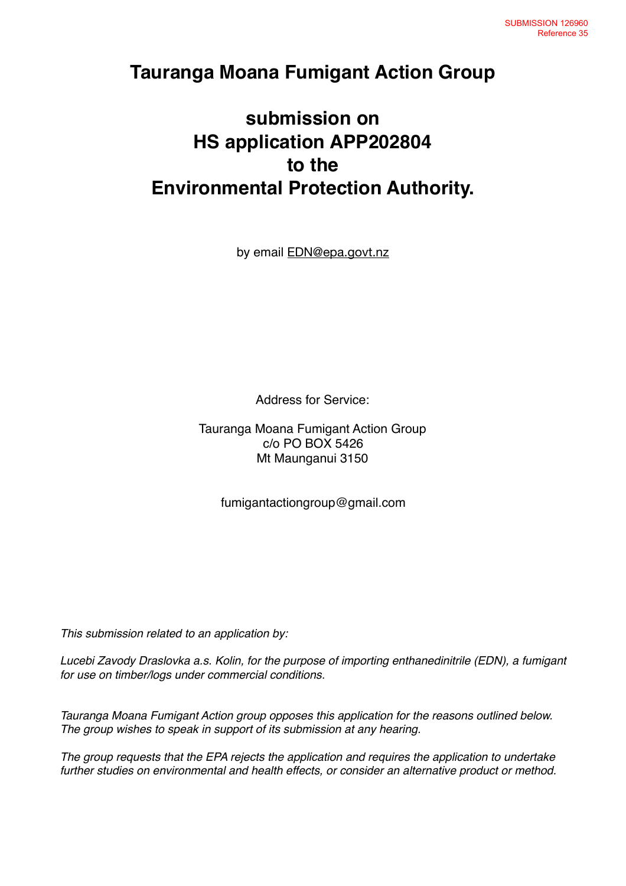SUBMISSION 126960
Reference 35

# Tauranga Moana Fumigant Action Group

## submission on HS application APP202804 to the Environmental Protection Authority.

by email EDN@epa.govt.nz

Address for Service:

Tauranga Moana Fumigant Action Group
c/o PO BOX 5426
Mt Maunganui 3150

fumigantactiongroup@gmail.com

*This submission related to an application by:*

*Lucebi Zavody Draslovka a.s. Kolin, for the purpose of importing enthanedinitrile (EDN), a fumigant for use on timber/logs under commercial conditions.*

*Tauranga Moana Fumigant Action group opposes this application for the reasons outlined below. The group wishes to speak in support of its submission at any hearing.*

*The group requests that the EPA rejects the application and requires the application to undertake further studies on environmental and health effects, or consider an alternative product or method.*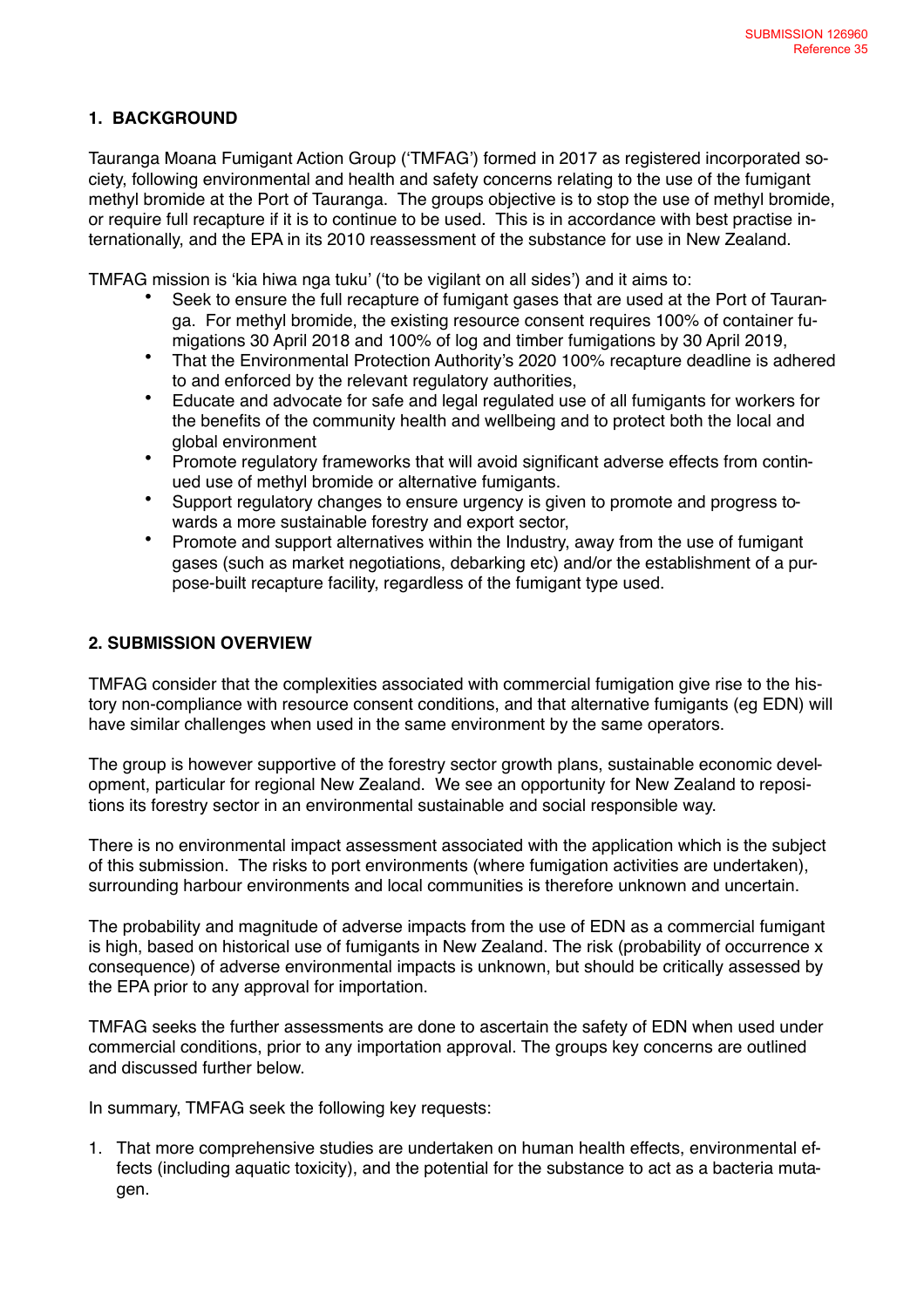## 1. BACKGROUND

Tauranga Moana Fumigant Action Group ('TMFAG') formed in 2017 as registered incorporated society, following environmental and health and safety concerns relating to the use of the fumigant methyl bromide at the Port of Tauranga. The groups objective is to stop the use of methyl bromide, or require full recapture if it is to continue to be used. This is in accordance with best practise internationally, and the EPA in its 2010 reassessment of the substance for use in New Zealand.

TMFAG mission is 'kia hiwa nga tuku' ('to be vigilant on all sides') and it aims to:

- Seek to ensure the full recapture of fumigant gases that are used at the Port of Tauranga. For methyl bromide, the existing resource consent requires 100% of container fumigations 30 April 2018 and 100% of log and timber fumigations by 30 April 2019,
- That the Environmental Protection Authority's 2020 100% recapture deadline is adhered to and enforced by the relevant regulatory authorities,
- Educate and advocate for safe and legal regulated use of all fumigants for workers for the benefits of the community health and wellbeing and to protect both the local and global environment
- Promote regulatory frameworks that will avoid significant adverse effects from continued use of methyl bromide or alternative fumigants.
- Support regulatory changes to ensure urgency is given to promote and progress towards a more sustainable forestry and export sector,
- Promote and support alternatives within the Industry, away from the use of fumigant gases (such as market negotiations, debarking etc) and/or the establishment of a purpose-built recapture facility, regardless of the fumigant type used.

## 2. SUBMISSION OVERVIEW

TMFAG consider that the complexities associated with commercial fumigation give rise to the history non-compliance with resource consent conditions, and that alternative fumigants (eg EDN) will have similar challenges when used in the same environment by the same operators.

The group is however supportive of the forestry sector growth plans, sustainable economic development, particular for regional New Zealand. We see an opportunity for New Zealand to repositions its forestry sector in an environmental sustainable and social responsible way.

There is no environmental impact assessment associated with the application which is the subject of this submission. The risks to port environments (where fumigation activities are undertaken), surrounding harbour environments and local communities is therefore unknown and uncertain.

The probability and magnitude of adverse impacts from the use of EDN as a commercial fumigant is high, based on historical use of fumigants in New Zealand. The risk (probability of occurrence x consequence) of adverse environmental impacts is unknown, but should be critically assessed by the EPA prior to any approval for importation.

TMFAG seeks the further assessments are done to ascertain the safety of EDN when used under commercial conditions, prior to any importation approval. The groups key concerns are outlined and discussed further below.

In summary, TMFAG seek the following key requests:

1. That more comprehensive studies are undertaken on human health effects, environmental effects (including aquatic toxicity), and the potential for the substance to act as a bacteria mutagen.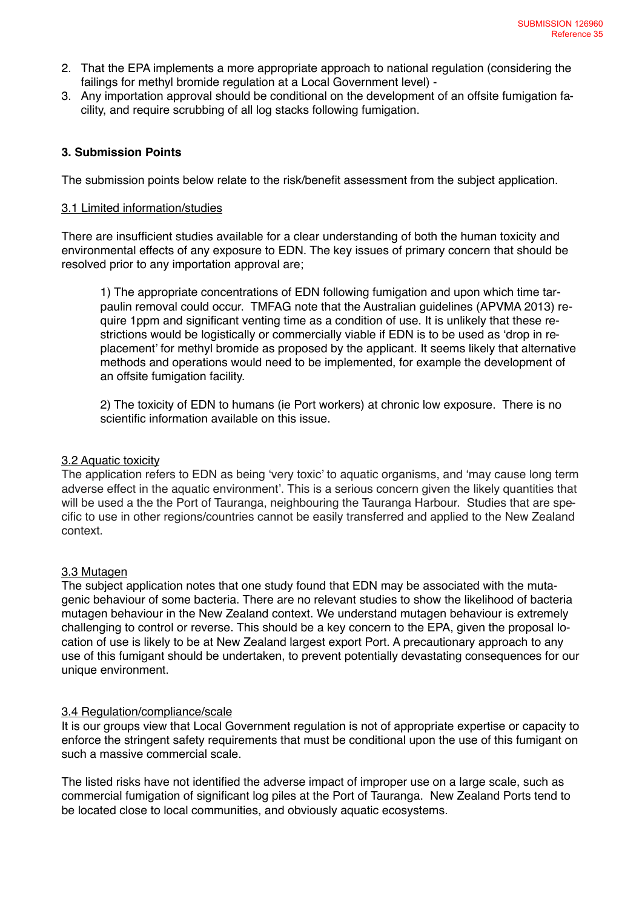2. That the EPA implements a more appropriate approach to national regulation (considering the failings for methyl bromide regulation at a Local Government level) -
3. Any importation approval should be conditional on the development of an offsite fumigation facility, and require scrubbing of all log stacks following fumigation.

### 3. Submission Points

The submission points below relate to the risk/benefit assessment from the subject application.

#### 3.1 Limited information/studies

There are insufficient studies available for a clear understanding of both the human toxicity and environmental effects of any exposure to EDN. The key issues of primary concern that should be resolved prior to any importation approval are;

> 1) The appropriate concentrations of EDN following fumigation and upon which time tarpaulin removal could occur. TMFAG note that the Australian guidelines (APVMA 2013) require 1ppm and significant venting time as a condition of use. It is unlikely that these restrictions would be logistically or commercially viable if EDN is to be used as 'drop in replacement' for methyl bromide as proposed by the applicant. It seems likely that alternative methods and operations would need to be implemented, for example the development of an offsite fumigation facility.
>
> 2) The toxicity of EDN to humans (ie Port workers) at chronic low exposure. There is no scientific information available on this issue.

#### 3.2 Aquatic toxicity

The application refers to EDN as being 'very toxic' to aquatic organisms, and 'may cause long term adverse effect in the aquatic environment'. This is a serious concern given the likely quantities that will be used a the the Port of Tauranga, neighbouring the Tauranga Harbour. Studies that are specific to use in other regions/countries cannot be easily transferred and applied to the New Zealand context.

#### 3.3 Mutagen

The subject application notes that one study found that EDN may be associated with the mutagenic behaviour of some bacteria. There are no relevant studies to show the likelihood of bacteria mutagen behaviour in the New Zealand context. We understand mutagen behaviour is extremely challenging to control or reverse. This should be a key concern to the EPA, given the proposal location of use is likely to be at New Zealand largest export Port. A precautionary approach to any use of this fumigant should be undertaken, to prevent potentially devastating consequences for our unique environment.

#### 3.4 Regulation/compliance/scale

It is our groups view that Local Government regulation is not of appropriate expertise or capacity to enforce the stringent safety requirements that must be conditional upon the use of this fumigant on such a massive commercial scale.

The listed risks have not identified the adverse impact of improper use on a large scale, such as commercial fumigation of significant log piles at the Port of Tauranga. New Zealand Ports tend to be located close to local communities, and obviously aquatic ecosystems.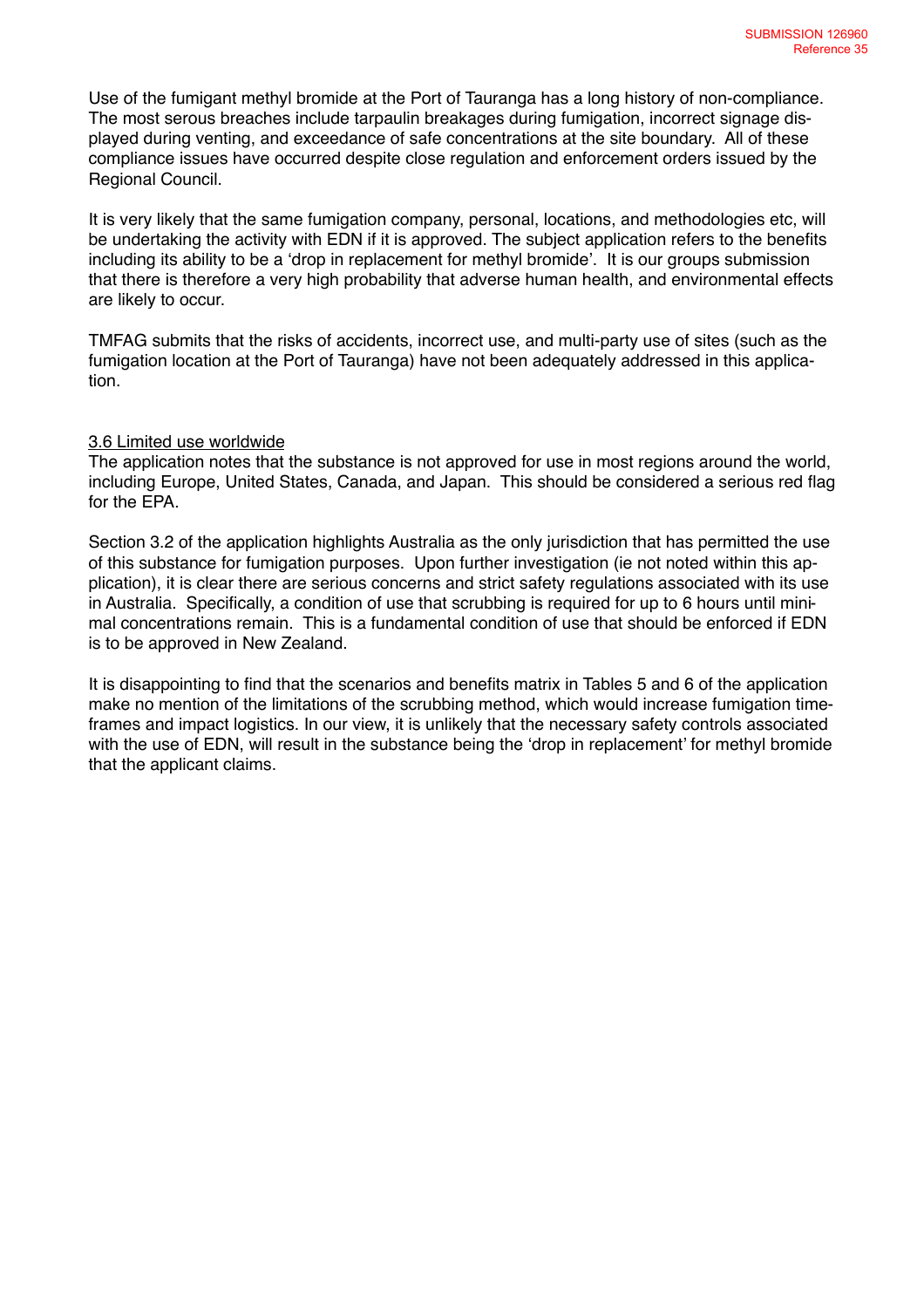Use of the fumigant methyl bromide at the Port of Tauranga has a long history of non-compliance. The most serous breaches include tarpaulin breakages during fumigation, incorrect signage displayed during venting, and exceedance of safe concentrations at the site boundary. All of these compliance issues have occurred despite close regulation and enforcement orders issued by the Regional Council.

It is very likely that the same fumigation company, personal, locations, and methodologies etc, will be undertaking the activity with EDN if it is approved. The subject application refers to the benefits including its ability to be a 'drop in replacement for methyl bromide'. It is our groups submission that there is therefore a very high probability that adverse human health, and environmental effects are likely to occur.

TMFAG submits that the risks of accidents, incorrect use, and multi-party use of sites (such as the fumigation location at the Port of Tauranga) have not been adequately addressed in this application.

3.6 Limited use worldwide

The application notes that the substance is not approved for use in most regions around the world, including Europe, United States, Canada, and Japan. This should be considered a serious red flag for the EPA.

Section 3.2 of the application highlights Australia as the only jurisdiction that has permitted the use of this substance for fumigation purposes. Upon further investigation (ie not noted within this application), it is clear there are serious concerns and strict safety regulations associated with its use in Australia. Specifically, a condition of use that scrubbing is required for up to 6 hours until minimal concentrations remain. This is a fundamental condition of use that should be enforced if EDN is to be approved in New Zealand.

It is disappointing to find that the scenarios and benefits matrix in Tables 5 and 6 of the application make no mention of the limitations of the scrubbing method, which would increase fumigation timeframes and impact logistics. In our view, it is unlikely that the necessary safety controls associated with the use of EDN, will result in the substance being the 'drop in replacement' for methyl bromide that the applicant claims.